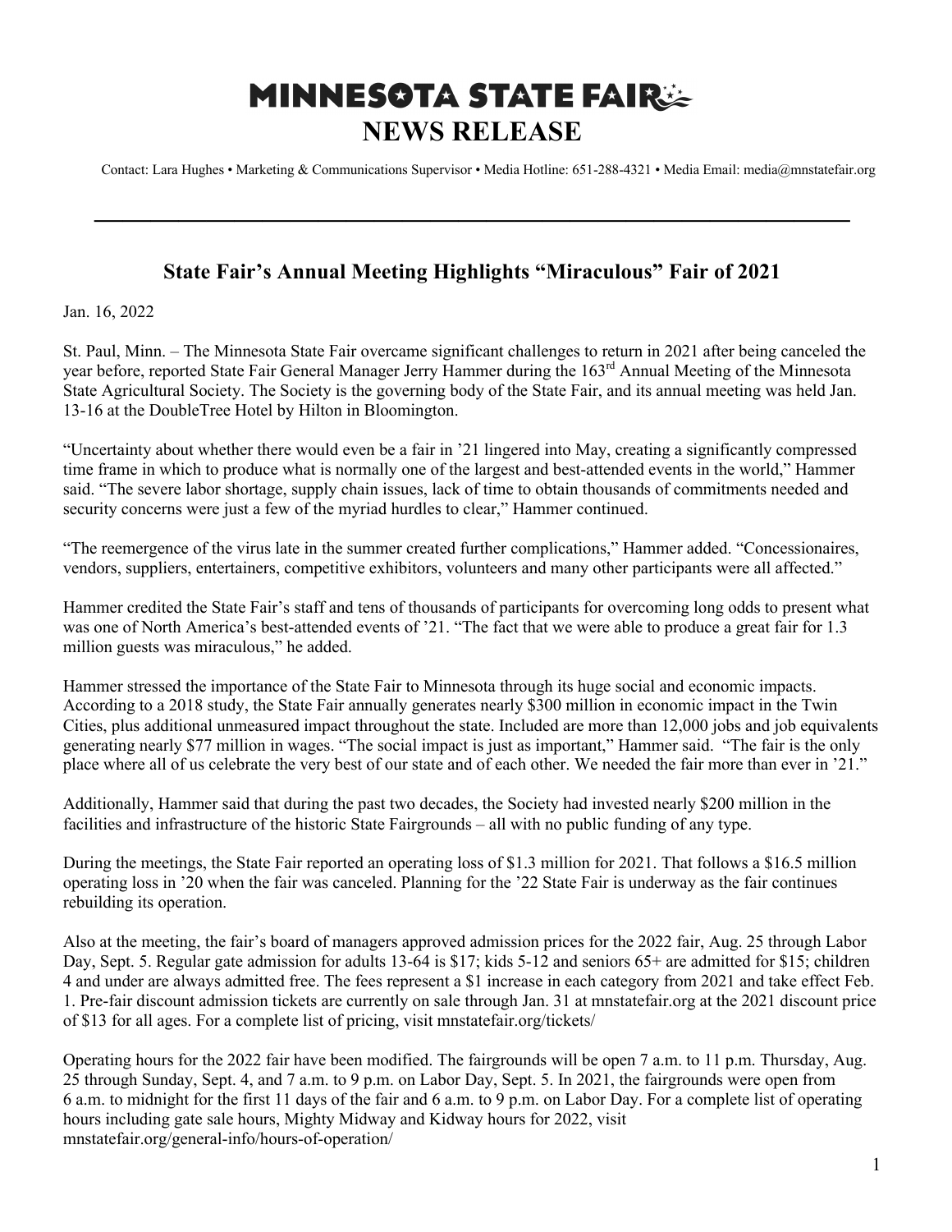# MINNESOTA STATE FAIR

# NEWS RELEASE

Contact: Lara Hughes • Marketing & Communications Supervisor • Media Hotline: 651-288-4321 • Media Email: media@mnstatefair.org

---

## State Fair's Annual Meeting Highlights "Miraculous" Fair of 2021

Jan. 16, 2022

St. Paul, Minn. – The Minnesota State Fair overcame significant challenges to return in 2021 after being canceled the year before, reported State Fair General Manager Jerry Hammer during the 163rd Annual Meeting of the Minnesota State Agricultural Society. The Society is the governing body of the State Fair, and its annual meeting was held Jan. 13-16 at the DoubleTree Hotel by Hilton in Bloomington.

"Uncertainty about whether there would even be a fair in '21 lingered into May, creating a significantly compressed time frame in which to produce what is normally one of the largest and best-attended events in the world," Hammer said. "The severe labor shortage, supply chain issues, lack of time to obtain thousands of commitments needed and security concerns were just a few of the myriad hurdles to clear," Hammer continued.

"The reemergence of the virus late in the summer created further complications," Hammer added. "Concessionaires, vendors, suppliers, entertainers, competitive exhibitors, volunteers and many other participants were all affected."

Hammer credited the State Fair's staff and tens of thousands of participants for overcoming long odds to present what was one of North America's best-attended events of '21. "The fact that we were able to produce a great fair for 1.3 million guests was miraculous," he added.

Hammer stressed the importance of the State Fair to Minnesota through its huge social and economic impacts. According to a 2018 study, the State Fair annually generates nearly $300 million in economic impact in the Twin Cities, plus additional unmeasured impact throughout the state. Included are more than 12,000 jobs and job equivalents generating nearly $77 million in wages. "The social impact is just as important," Hammer said. "The fair is the only place where all of us celebrate the very best of our state and of each other. We needed the fair more than ever in '21."

Additionally, Hammer said that during the past two decades, the Society had invested nearly $200 million in the facilities and infrastructure of the historic State Fairgrounds – all with no public funding of any type.

During the meetings, the State Fair reported an operating loss of $1.3 million for 2021. That follows a $16.5 million operating loss in '20 when the fair was canceled. Planning for the '22 State Fair is underway as the fair continues rebuilding its operation.

Also at the meeting, the fair's board of managers approved admission prices for the 2022 fair, Aug. 25 through Labor Day, Sept. 5. Regular gate admission for adults 13-64 is $17; kids 5-12 and seniors 65+ are admitted for $15; children 4 and under are always admitted free. The fees represent a $1 increase in each category from 2021 and take effect Feb. 1. Pre-fair discount admission tickets are currently on sale through Jan. 31 at mnstatefair.org at the 2021 discount price of $13 for all ages. For a complete list of pricing, visit mnstatefair.org/tickets/

Operating hours for the 2022 fair have been modified. The fairgrounds will be open 7 a.m. to 11 p.m. Thursday, Aug. 25 through Sunday, Sept. 4, and 7 a.m. to 9 p.m. on Labor Day, Sept. 5. In 2021, the fairgrounds were open from 6 a.m. to midnight for the first 11 days of the fair and 6 a.m. to 9 p.m. on Labor Day. For a complete list of operating hours including gate sale hours, Mighty Midway and Kidway hours for 2022, visit mnstatefair.org/general-info/hours-of-operation/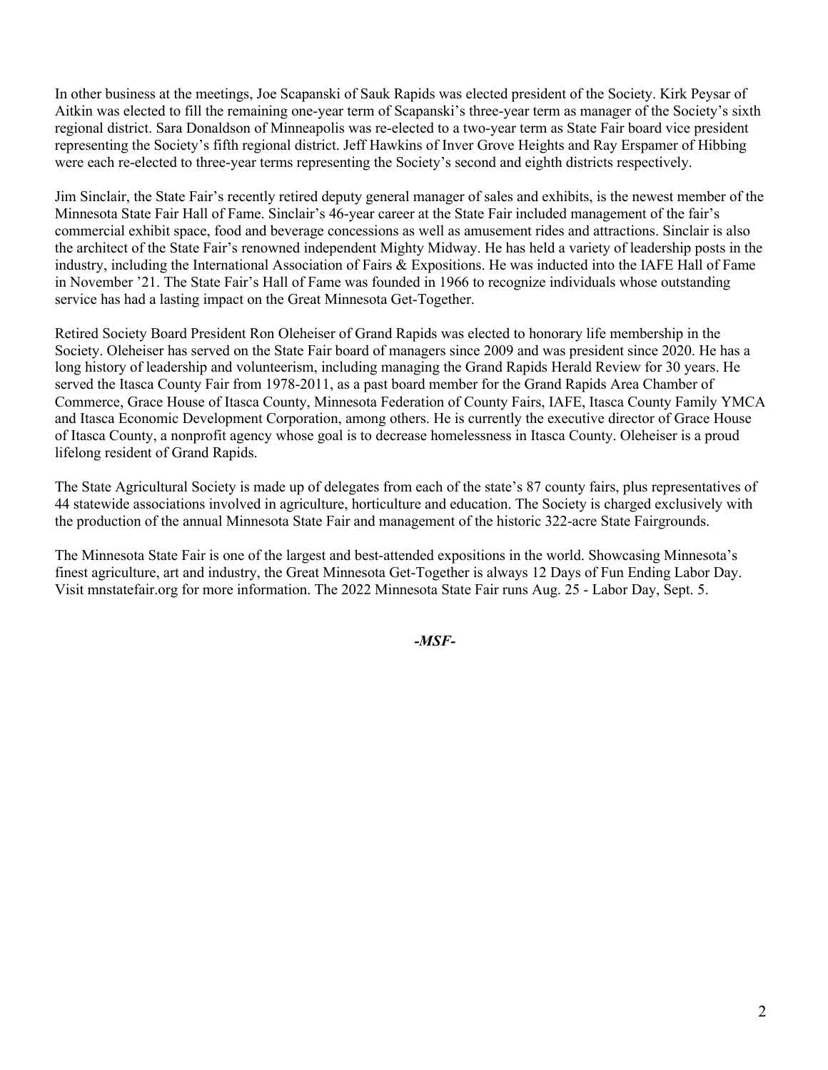In other business at the meetings, Joe Scapanski of Sauk Rapids was elected president of the Society. Kirk Peysar of Aitkin was elected to fill the remaining one-year term of Scapanski's three-year term as manager of the Society's sixth regional district. Sara Donaldson of Minneapolis was re-elected to a two-year term as State Fair board vice president representing the Society's fifth regional district. Jeff Hawkins of Inver Grove Heights and Ray Erspamer of Hibbing were each re-elected to three-year terms representing the Society's second and eighth districts respectively.

Jim Sinclair, the State Fair's recently retired deputy general manager of sales and exhibits, is the newest member of the Minnesota State Fair Hall of Fame. Sinclair's 46-year career at the State Fair included management of the fair's commercial exhibit space, food and beverage concessions as well as amusement rides and attractions. Sinclair is also the architect of the State Fair's renowned independent Mighty Midway. He has held a variety of leadership posts in the industry, including the International Association of Fairs & Expositions. He was inducted into the IAFE Hall of Fame in November '21. The State Fair's Hall of Fame was founded in 1966 to recognize individuals whose outstanding service has had a lasting impact on the Great Minnesota Get-Together.

Retired Society Board President Ron Oleheiser of Grand Rapids was elected to honorary life membership in the Society. Oleheiser has served on the State Fair board of managers since 2009 and was president since 2020. He has a long history of leadership and volunteerism, including managing the Grand Rapids Herald Review for 30 years. He served the Itasca County Fair from 1978-2011, as a past board member for the Grand Rapids Area Chamber of Commerce, Grace House of Itasca County, Minnesota Federation of County Fairs, IAFE, Itasca County Family YMCA and Itasca Economic Development Corporation, among others. He is currently the executive director of Grace House of Itasca County, a nonprofit agency whose goal is to decrease homelessness in Itasca County. Oleheiser is a proud lifelong resident of Grand Rapids.

The State Agricultural Society is made up of delegates from each of the state's 87 county fairs, plus representatives of 44 statewide associations involved in agriculture, horticulture and education. The Society is charged exclusively with the production of the annual Minnesota State Fair and management of the historic 322-acre State Fairgrounds.

The Minnesota State Fair is one of the largest and best-attended expositions in the world. Showcasing Minnesota's finest agriculture, art and industry, the Great Minnesota Get-Together is always 12 Days of Fun Ending Labor Day. Visit mnstatefair.org for more information. The 2022 Minnesota State Fair runs Aug. 25 - Labor Day, Sept. 5.

***-MSF-***